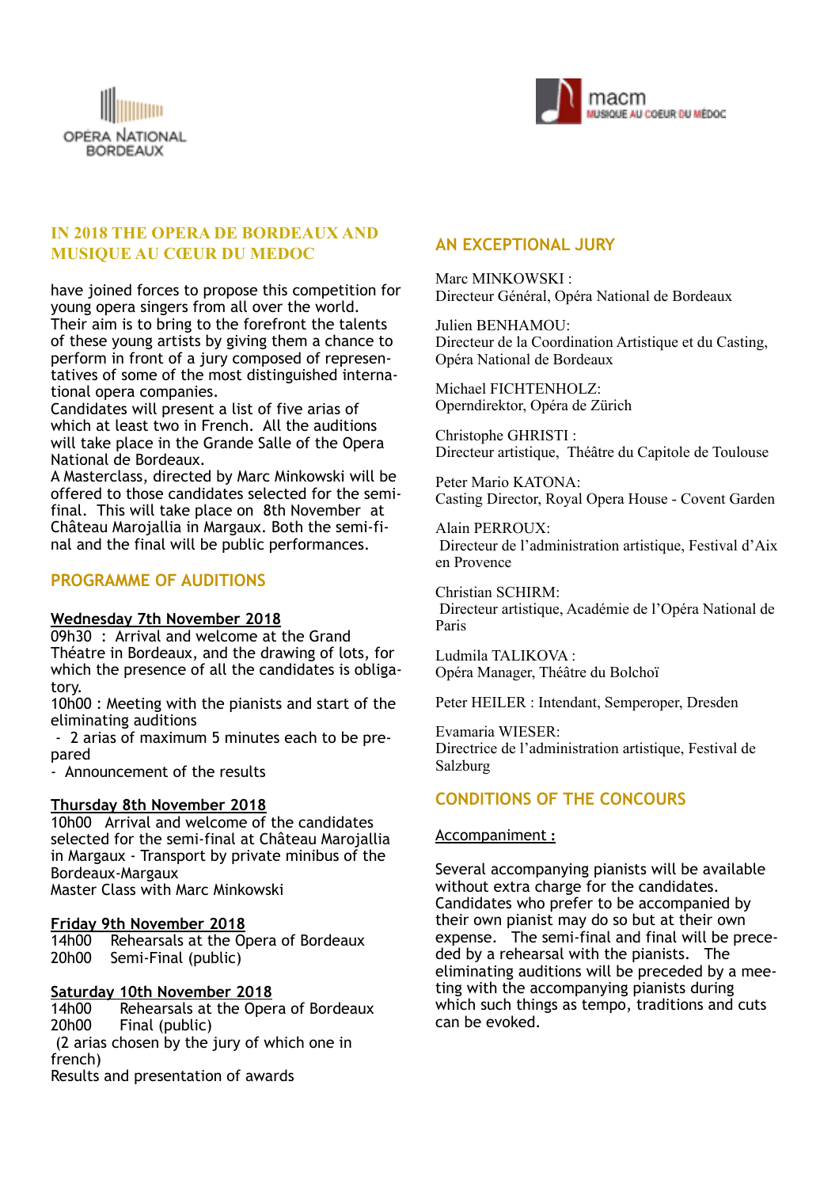OPÉRA NATIONAL BORDEAUX

macm MUSIQUE AU COEUR DU MÉDOC

## IN 2018 THE OPERA DE BORDEAUX AND MUSIQUE AU CŒUR DU MEDOC

have joined forces to propose this competition for young opera singers from all over the world. Their aim is to bring to the forefront the talents of these young artists by giving them a chance to perform in front of a jury composed of representatives of some of the most distinguished international opera companies.
Candidates will present a list of five arias of which at least two in French. All the auditions will take place in the Grande Salle of the Opera National de Bordeaux.
A Masterclass, directed by Marc Minkowski will be offered to those candidates selected for the semi-final. This will take place on 8th November at Château Marojallia in Margaux. Both the semi-final and the final will be public performances.

## PROGRAMME OF AUDITIONS

**Wednesday 7th November 2018**
09h30 : Arrival and welcome at the Grand Théatre in Bordeaux, and the drawing of lots, for which the presence of all the candidates is obligatory.
10h00 : Meeting with the pianists and start of the eliminating auditions
- 2 arias of maximum 5 minutes each to be prepared
- Announcement of the results

**Thursday 8th November 2018**
10h00 Arrival and welcome of the candidates selected for the semi-final at Château Marojallia in Margaux - Transport by private minibus of the Bordeaux-Margaux
Master Class with Marc Minkowski

**Friday 9th November 2018**
14h00 Rehearsals at the Opera of Bordeaux
20h00 Semi-Final (public)

**Saturday 10th November 2018**
14h00 Rehearsals at the Opera of Bordeaux
20h00 Final (public)
(2 arias chosen by the jury of which one in french)
Results and presentation of awards

## AN EXCEPTIONAL JURY

Marc MINKOWSKI :
Directeur Général, Opéra National de Bordeaux

Julien BENHAMOU:
Directeur de la Coordination Artistique et du Casting, Opéra National de Bordeaux

Michael FICHTENHOLZ:
Operndirektor, Opéra de Zürich

Christophe GHRISTI :
Directeur artistique, Théâtre du Capitole de Toulouse

Peter Mario KATONA:
Casting Director, Royal Opera House - Covent Garden

Alain PERROUX:
Directeur de l'administration artistique, Festival d'Aix en Provence

Christian SCHIRM:
Directeur artistique, Académie de l'Opéra National de Paris

Ludmila TALIKOVA :
Opéra Manager, Théâtre du Bolchoï

Peter HEILER : Intendant, Semperoper, Dresden

Evamaria WIESER:
Directrice de l'administration artistique, Festival de Salzburg

## CONDITIONS OF THE CONCOURS

**Accompaniment :**

Several accompanying pianists will be available without extra charge for the candidates.
Candidates who prefer to be accompanied by their own pianist may do so but at their own expense. The semi-final and final will be preceded by a rehearsal with the pianists. The eliminating auditions will be preceded by a meeting with the accompanying pianists during which such things as tempo, traditions and cuts can be evoked.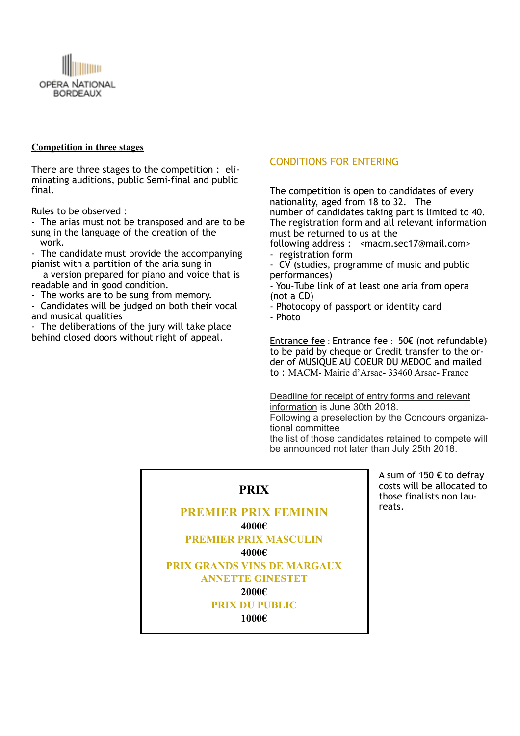OPÉRA NATIONAL BORDEAUX

**Competition in three stages**

There are three stages to the competition : eliminating auditions, public Semi-final and public final.

Rules to be observed :

- The arias must not be transposed and are to be sung in the language of the creation of the work.
- The candidate must provide the accompanying pianist with a partition of the aria sung in a version prepared for piano and voice that is readable and in good condition.
- The works are to be sung from memory.
- Candidates will be judged on both their vocal and musical qualities
- The deliberations of the jury will take place behind closed doors without right of appeal.

## CONDITIONS FOR ENTERING

The competition is open to candidates of every nationality, aged from 18 to 32. The number of candidates taking part is limited to 40. The registration form and all relevant information must be returned to us at the following address : <macm.sec17@mail.com>

- registration form
- CV (studies, programme of music and public performances)
- You-Tube link of at least one aria from opera (not a CD)
- Photocopy of passport or identity card
- Photo

Entrance fee : Entrance fee : 50€ (not refundable) to be paid by cheque or Credit transfer to the order of MUSIQUE AU COEUR DU MEDOC and mailed to : MACM- Mairie d'Arsac- 33460 Arsac- France

Deadline for receipt of entry forms and relevant information is June 30th 2018.
Following a preselection by the Concours organizational committee the list of those candidates retained to compete will be announced not later than July 25th 2018.

**PRIX**

**PREMIER PRIX FEMININ**
**4000€**

**PREMIER PRIX MASCULIN**
**4000€**

**PRIX GRANDS VINS DE MARGAUX ANNETTE GINESTET**
**2000€**

**PRIX DU PUBLIC**
**1000€**

A sum of 150 € to defray costs will be allocated to those finalists non laureats.